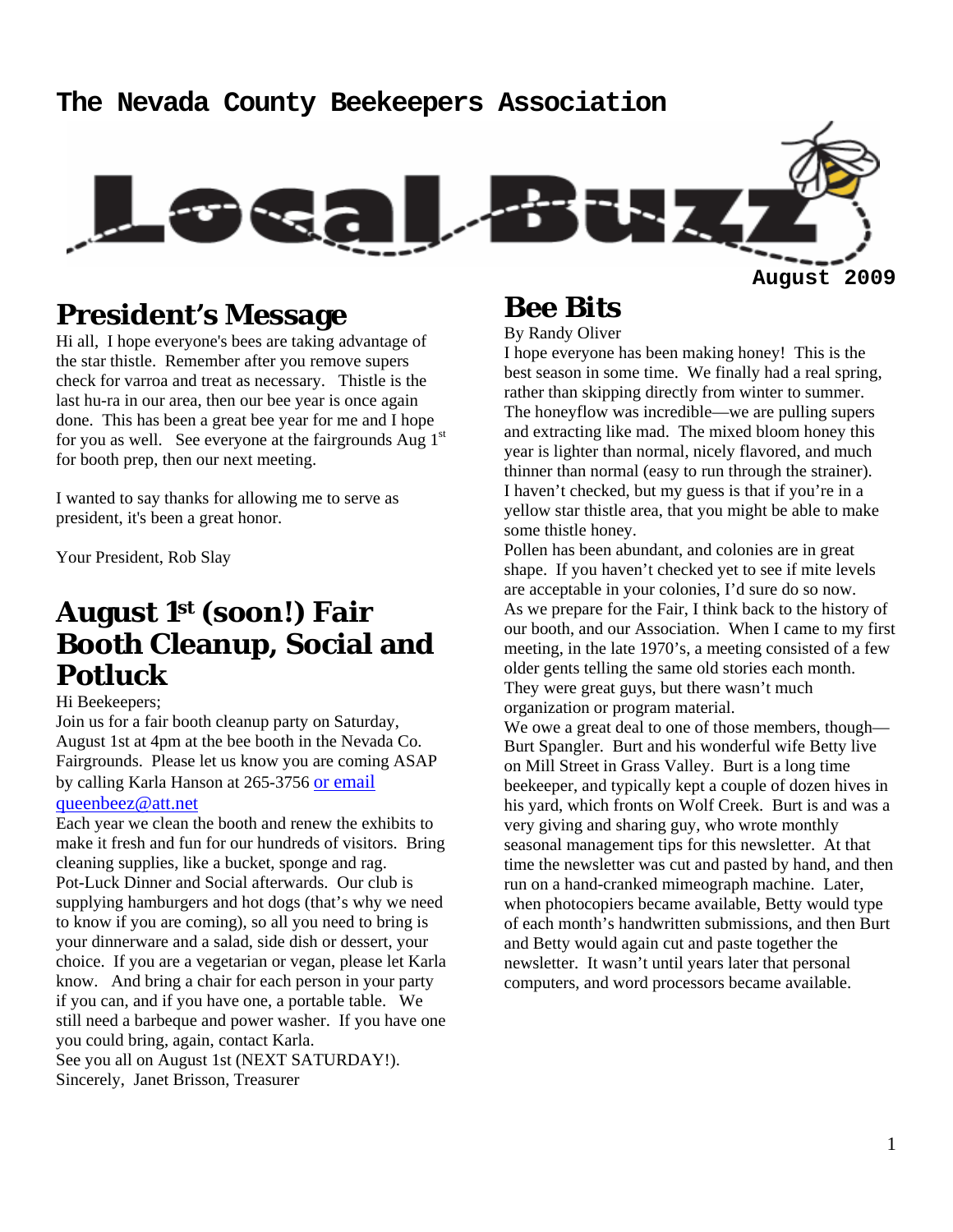# The Nevada County Beekeepers Association

# Local Buzz

**August 2009**

## President's Message

Hi all, I hope everyone's bees are taking advantage of the star thistle. Remember after you remove supers check for varroa and treat as necessary. Thistle is the last hu-ra in our area, then our bee year is once again done. This has been a great bee year for me and I hope for you as well. See everyone at the fairgrounds Aug 1st for booth prep, then our next meeting.

I wanted to say thanks for allowing me to serve as president, it's been a great honor.

Your President, Rob Slay

## August 1st (soon!) Fair Booth Cleanup, Social and Potluck

Hi Beekeepers;
Join us for a fair booth cleanup party on Saturday, August 1st at 4pm at the bee booth in the Nevada Co. Fairgrounds. Please let us know you are coming ASAP by calling Karla Hanson at 265-3756 or email queenbeez@att.net
Each year we clean the booth and renew the exhibits to make it fresh and fun for our hundreds of visitors. Bring cleaning supplies, like a bucket, sponge and rag. Pot-Luck Dinner and Social afterwards. Our club is supplying hamburgers and hot dogs (that's why we need to know if you are coming), so all you need to bring is your dinnerware and a salad, side dish or dessert, your choice. If you are a vegetarian or vegan, please let Karla know. And bring a chair for each person in your party if you can, and if you have one, a portable table. We still need a barbeque and power washer. If you have one you could bring, again, contact Karla.
See you all on August 1st (NEXT SATURDAY!).
Sincerely, Janet Brisson, Treasurer

## Bee Bits

By Randy Oliver
I hope everyone has been making honey! This is the best season in some time. We finally had a real spring, rather than skipping directly from winter to summer. The honeyflow was incredible—we are pulling supers and extracting like mad. The mixed bloom honey this year is lighter than normal, nicely flavored, and much thinner than normal (easy to run through the strainer). I haven't checked, but my guess is that if you're in a yellow star thistle area, that you might be able to make some thistle honey.
Pollen has been abundant, and colonies are in great shape. If you haven't checked yet to see if mite levels are acceptable in your colonies, I'd sure do so now.
As we prepare for the Fair, I think back to the history of our booth, and our Association. When I came to my first meeting, in the late 1970's, a meeting consisted of a few older gents telling the same old stories each month. They were great guys, but there wasn't much organization or program material.
We owe a great deal to one of those members, though—Burt Spangler. Burt and his wonderful wife Betty live on Mill Street in Grass Valley. Burt is a long time beekeeper, and typically kept a couple of dozen hives in his yard, which fronts on Wolf Creek. Burt is and was a very giving and sharing guy, who wrote monthly seasonal management tips for this newsletter. At that time the newsletter was cut and pasted by hand, and then run on a hand-cranked mimeograph machine. Later, when photocopiers became available, Betty would type of each month's handwritten submissions, and then Burt and Betty would again cut and paste together the newsletter. It wasn't until years later that personal computers, and word processors became available.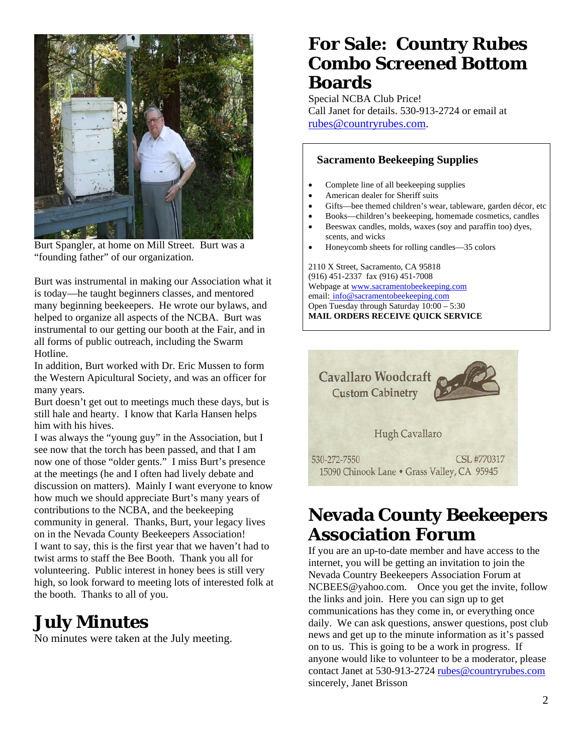Burt Spangler, at home on Mill Street. Burt was a "founding father" of our organization.

Burt was instrumental in making our Association what it is today—he taught beginners classes, and mentored many beginning beekeepers. He wrote our bylaws, and helped to organize all aspects of the NCBA. Burt was instrumental to our getting our booth at the Fair, and in all forms of public outreach, including the Swarm Hotline.

In addition, Burt worked with Dr. Eric Mussen to form the Western Apicultural Society, and was an officer for many years.

Burt doesn't get out to meetings much these days, but is still hale and hearty. I know that Karla Hansen helps him with his hives.

I was always the "young guy" in the Association, but I see now that the torch has been passed, and that I am now one of those "older gents." I miss Burt's presence at the meetings (he and I often had lively debate and discussion on matters). Mainly I want everyone to know how much we should appreciate Burt's many years of contributions to the NCBA, and the beekeeping community in general. Thanks, Burt, your legacy lives on in the Nevada County Beekeepers Association!

I want to say, this is the first year that we haven't had to twist arms to staff the Bee Booth. Thank you all for volunteering. Public interest in honey bees is still very high, so look forward to meeting lots of interested folk at the booth. Thanks to all of you.

# July Minutes

No minutes were taken at the July meeting.

# For Sale: Country Rubes Combo Screened Bottom Boards

Special NCBA Club Price!
Call Janet for details. 530-913-2724 or email at rubes@countryrubes.com.

### Sacramento Beekeeping Supplies

- Complete line of all beekeeping supplies
- American dealer for Sheriff suits
- Gifts—bee themed children's wear, tableware, garden décor, etc
- Books—children's beekeeping, homemade cosmetics, candles
- Beeswax candles, molds, waxes (soy and paraffin too) dyes, scents, and wicks
- Honeycomb sheets for rolling candles—35 colors

2110 X Street, Sacramento, CA 95818
(916) 451-2337 fax (916) 451-7008
Webpage at www.sacramentobeekeeping.com
email: info@sacramentobeekeeping.com
Open Tuesday through Saturday 10:00 – 5:30
**MAIL ORDERS RECEIVE QUICK SERVICE**

Cavallaro Woodcraft
Custom Cabinetry

Hugh Cavallaro

530-272-7550 CSL #770317
15090 Chinook Lane • Grass Valley, CA 95945

# Nevada County Beekeepers Association Forum

If you are an up-to-date member and have access to the internet, you will be getting an invitation to join the Nevada Country Beekeepers Association Forum at NCBEES@yahoo.com. Once you get the invite, follow the links and join. Here you can sign up to get communications has they come in, or everything once daily. We can ask questions, answer questions, post club news and get up to the minute information as it's passed on to us. This is going to be a work in progress. If anyone would like to volunteer to be a moderator, please contact Janet at 530-913-2724 rubes@countryrubes.com sincerely, Janet Brisson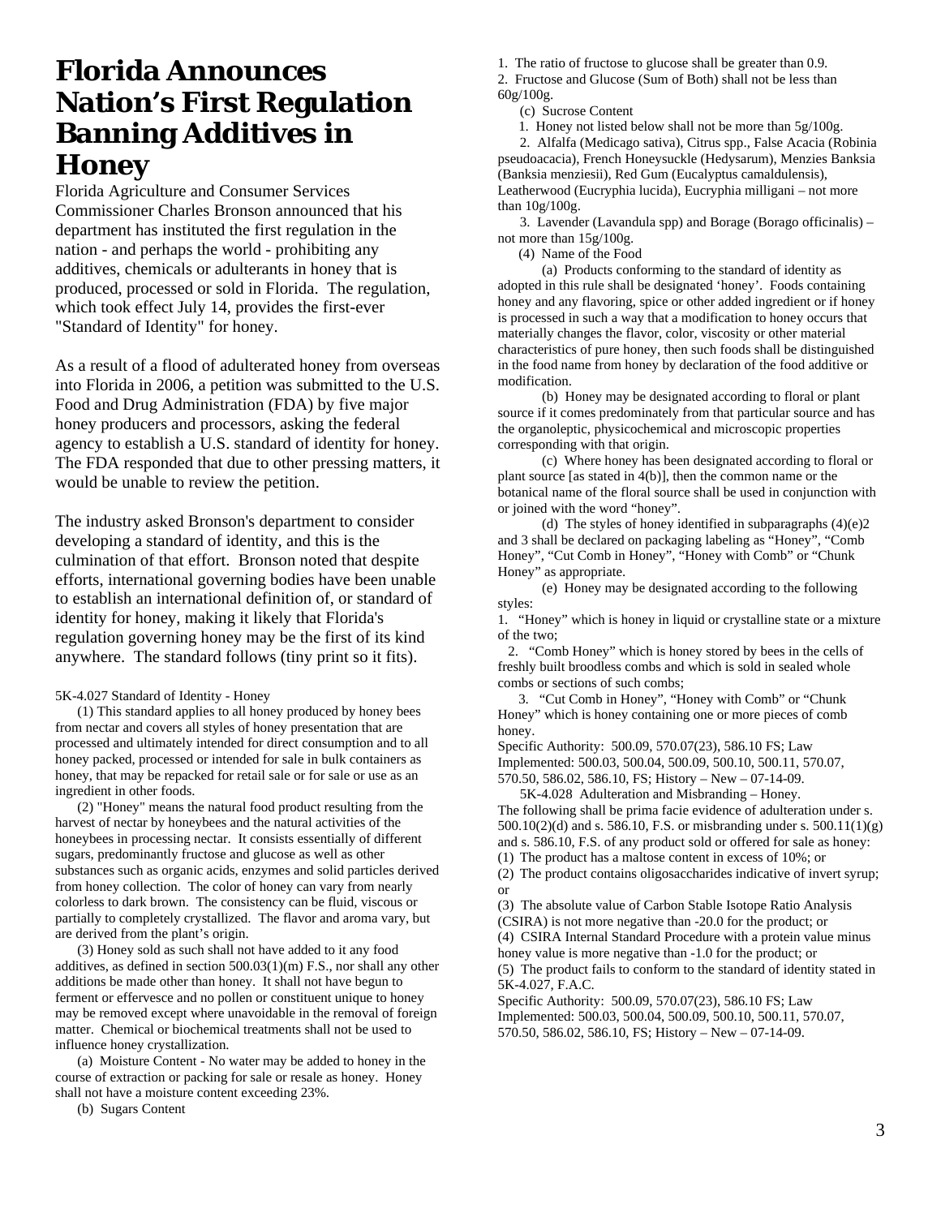# Florida Announces Nation's First Regulation Banning Additives in Honey

Florida Agriculture and Consumer Services Commissioner Charles Bronson announced that his department has instituted the first regulation in the nation - and perhaps the world - prohibiting any additives, chemicals or adulterants in honey that is produced, processed or sold in Florida. The regulation, which took effect July 14, provides the first-ever "Standard of Identity" for honey.

As a result of a flood of adulterated honey from overseas into Florida in 2006, a petition was submitted to the U.S. Food and Drug Administration (FDA) by five major honey producers and processors, asking the federal agency to establish a U.S. standard of identity for honey. The FDA responded that due to other pressing matters, it would be unable to review the petition.

The industry asked Bronson's department to consider developing a standard of identity, and this is the culmination of that effort. Bronson noted that despite efforts, international governing bodies have been unable to establish an international definition of, or standard of identity for honey, making it likely that Florida's regulation governing honey may be the first of its kind anywhere. The standard follows (tiny print so it fits).

5K-4.027 Standard of Identity - Honey

(1) This standard applies to all honey produced by honey bees from nectar and covers all styles of honey presentation that are processed and ultimately intended for direct consumption and to all honey packed, processed or intended for sale in bulk containers as honey, that may be repacked for retail sale or for sale or use as an ingredient in other foods.

(2) "Honey" means the natural food product resulting from the harvest of nectar by honeybees and the natural activities of the honeybees in processing nectar. It consists essentially of different sugars, predominantly fructose and glucose as well as other substances such as organic acids, enzymes and solid particles derived from honey collection. The color of honey can vary from nearly colorless to dark brown. The consistency can be fluid, viscous or partially to completely crystallized. The flavor and aroma vary, but are derived from the plant's origin.

(3) Honey sold as such shall not have added to it any food additives, as defined in section 500.03(1)(m) F.S., nor shall any other additions be made other than honey. It shall not have begun to ferment or effervesce and no pollen or constituent unique to honey may be removed except where unavoidable in the removal of foreign matter. Chemical or biochemical treatments shall not be used to influence honey crystallization.

(a) Moisture Content - No water may be added to honey in the course of extraction or packing for sale or resale as honey. Honey shall not have a moisture content exceeding 23%.

(b) Sugars Content

1. The ratio of fructose to glucose shall be greater than 0.9.
2. Fructose and Glucose (Sum of Both) shall not be less than 60g/100g.

(c) Sucrose Content

1. Honey not listed below shall not be more than 5g/100g.
2. Alfalfa (Medicago sativa), Citrus spp., False Acacia (Robinia pseudoacacia), French Honeysuckle (Hedysarum), Menzies Banksia (Banksia menziesii), Red Gum (Eucalyptus camaldulensis), Leatherwood (Eucryphia lucida), Eucryphia milligani – not more than 10g/100g.
3. Lavender (Lavandula spp) and Borage (Borago officinalis) – not more than 15g/100g.

(4) Name of the Food

(a) Products conforming to the standard of identity as adopted in this rule shall be designated 'honey'. Foods containing honey and any flavoring, spice or other added ingredient or if honey is processed in such a way that a modification to honey occurs that materially changes the flavor, color, viscosity or other material characteristics of pure honey, then such foods shall be distinguished in the food name from honey by declaration of the food additive or modification.

(b) Honey may be designated according to floral or plant source if it comes predominately from that particular source and has the organoleptic, physicochemical and microscopic properties corresponding with that origin.

(c) Where honey has been designated according to floral or plant source [as stated in 4(b)], then the common name or the botanical name of the floral source shall be used in conjunction with or joined with the word "honey".

(d) The styles of honey identified in subparagraphs (4)(e)2 and 3 shall be declared on packaging labeling as "Honey", "Comb Honey", "Cut Comb in Honey", "Honey with Comb" or "Chunk Honey" as appropriate.

(e) Honey may be designated according to the following styles:

1. "Honey" which is honey in liquid or crystalline state or a mixture of the two;
2. "Comb Honey" which is honey stored by bees in the cells of freshly built broodless combs and which is sold in sealed whole combs or sections of such combs;
3. "Cut Comb in Honey", "Honey with Comb" or "Chunk Honey" which is honey containing one or more pieces of comb honey.

Specific Authority: 500.09, 570.07(23), 586.10 FS; Law Implemented: 500.03, 500.04, 500.09, 500.10, 500.11, 570.07, 570.50, 586.02, 586.10, FS; History – New – 07-14-09.

5K-4.028 Adulteration and Misbranding – Honey.

The following shall be prima facie evidence of adulteration under s. 500.10(2)(d) and s. 586.10, F.S. or misbranding under s. 500.11(1)(g) and s. 586.10, F.S. of any product sold or offered for sale as honey:

(1) The product has a maltose content in excess of 10%; or
(2) The product contains oligosaccharides indicative of invert syrup; or
(3) The absolute value of Carbon Stable Isotope Ratio Analysis (CSIRA) is not more negative than -20.0 for the product; or
(4) CSIRA Internal Standard Procedure with a protein value minus honey value is more negative than -1.0 for the product; or
(5) The product fails to conform to the standard of identity stated in 5K-4.027, F.A.C.

Specific Authority: 500.09, 570.07(23), 586.10 FS; Law Implemented: 500.03, 500.04, 500.09, 500.10, 500.11, 570.07, 570.50, 586.02, 586.10, FS; History – New – 07-14-09.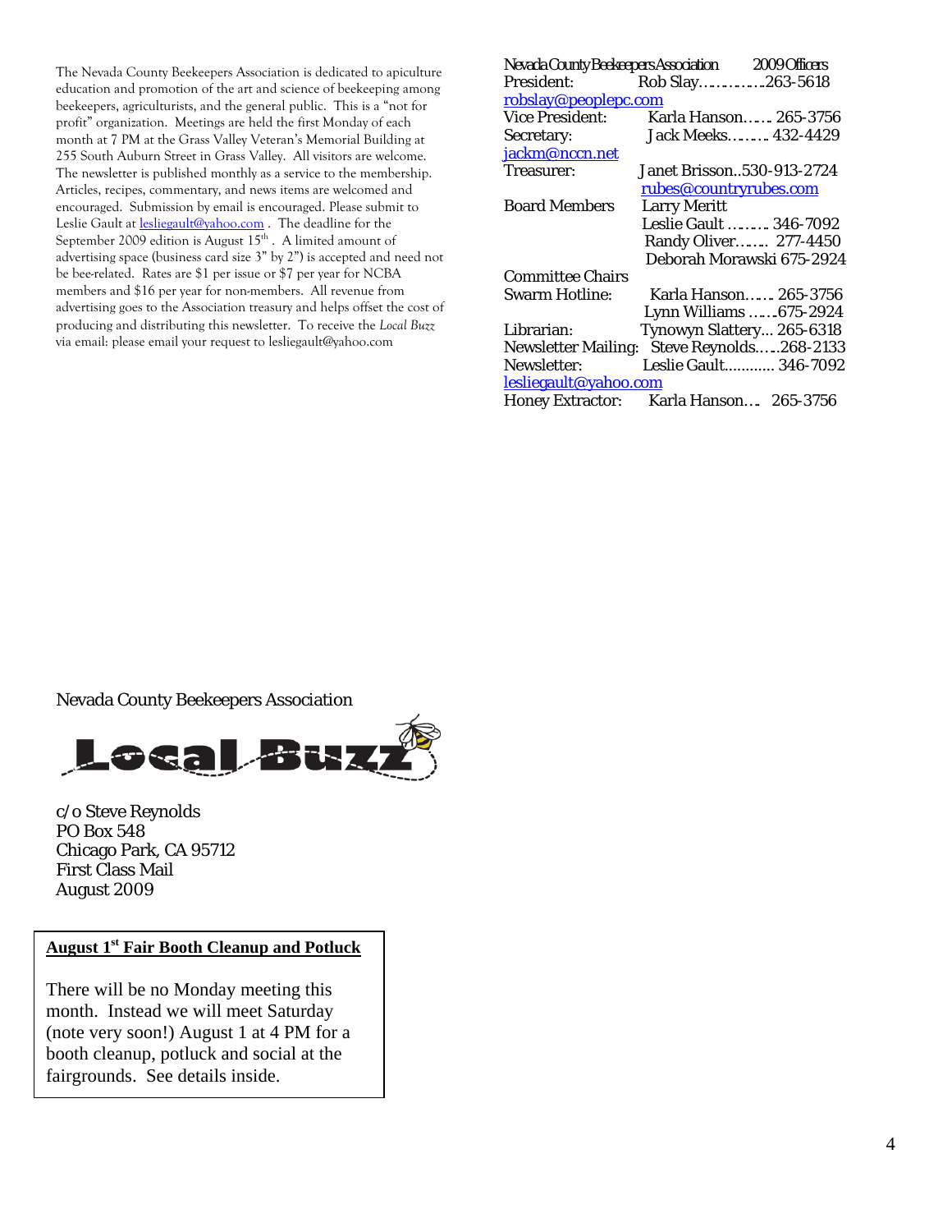The Nevada County Beekeepers Association is dedicated to apiculture education and promotion of the art and science of beekeeping among beekeepers, agriculturists, and the general public. This is a "not for profit" organization. Meetings are held the first Monday of each month at 7 PM at the Grass Valley Veteran's Memorial Building at 255 South Auburn Street in Grass Valley. All visitors are welcome. The newsletter is published monthly as a service to the membership. Articles, recipes, commentary, and news items are welcomed and encouraged. Submission by email is encouraged. Please submit to Leslie Gault at lesliegault@yahoo.com . The deadline for the September 2009 edition is August 15th . A limited amount of advertising space (business card size 3" by 2") is accepted and need not be bee-related. Rates are $1 per issue or $7 per year for NCBA members and $16 per year for non-members. All revenue from advertising goes to the Association treasury and helps offset the cost of producing and distributing this newsletter. To receive the *Local Buzz* via email: please email your request to lesliegault@yahoo.com

Nevada County Beekeepers Association 2009 Officers

President: Rob Slay…………..263-5618
robslay@peoplepc.com
Vice President: Karla Hanson…… 265-3756
Secretary: Jack Meeks……… 432-4429
jackm@nccn.net
Treasurer: Janet Brisson..530-913-2724
rubes@countryrubes.com
Board Members: Larry Meritt
Leslie Gault ……… 346-7092
Randy Oliver……. 277-4450
Deborah Morawski 675-2924

Committee Chairs
Swarm Hotline: Karla Hanson…… 265-3756
Lynn Williams ……675-2924
Librarian: Tynowyn Slattery... 265-6318
Newsletter Mailing: Steve Reynolds…..268-2133
Newsletter: Leslie Gault............ 346-7092
lesliegault@yahoo.com
Honey Extractor: Karla Hanson…. 265-3756

Nevada County Beekeepers Association

Local Buzz

c/o Steve Reynolds
PO Box 548
Chicago Park, CA 95712
First Class Mail
August 2009

**August 1st Fair Booth Cleanup and Potluck**

There will be no Monday meeting this month. Instead we will meet Saturday (note very soon!) August 1 at 4 PM for a booth cleanup, potluck and social at the fairgrounds. See details inside.